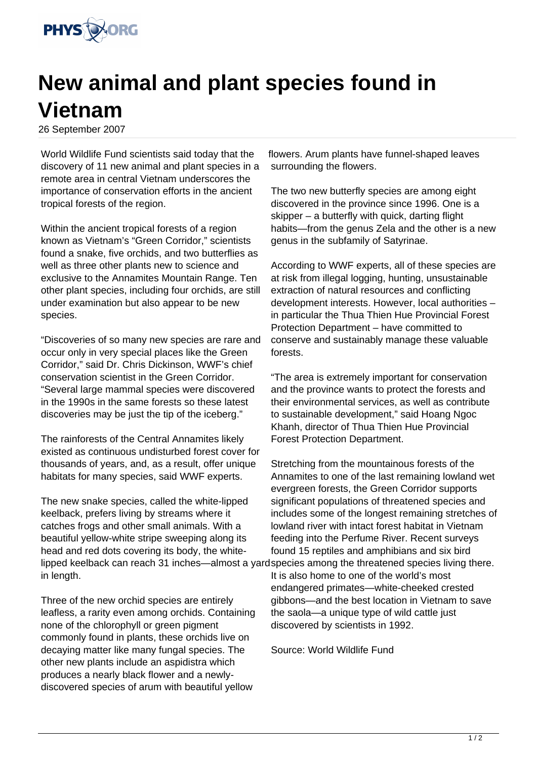# New animal and plant species found in Vietnam

26 September 2007

World Wildlife Fund scientists said today that the discovery of 11 new animal and plant species in a remote area in central Vietnam underscores the importance of conservation efforts in the ancient tropical forests of the region.

Within the ancient tropical forests of a region known as Vietnam's "Green Corridor," scientists found a snake, five orchids, and two butterflies as well as three other plants new to science and exclusive to the Annamites Mountain Range. Ten other plant species, including four orchids, are still under examination but also appear to be new species.

"Discoveries of so many new species are rare and occur only in very special places like the Green Corridor," said Dr. Chris Dickinson, WWF's chief conservation scientist in the Green Corridor. "Several large mammal species were discovered in the 1990s in the same forests so these latest discoveries may be just the tip of the iceberg."

The rainforests of the Central Annamites likely existed as continuous undisturbed forest cover for thousands of years, and, as a result, offer unique habitats for many species, said WWF experts.

The new snake species, called the white-lipped keelback, prefers living by streams where it catches frogs and other small animals. With a beautiful yellow-white stripe sweeping along its head and red dots covering its body, the white-lipped keelback can reach 31 inches—almost a yard in length.

Three of the new orchid species are entirely leafless, a rarity even among orchids. Containing none of the chlorophyll or green pigment commonly found in plants, these orchids live on decaying matter like many fungal species. The other new plants include an aspidistra which produces a nearly black flower and a newly-discovered species of arum with beautiful yellow flowers. Arum plants have funnel-shaped leaves surrounding the flowers.

The two new butterfly species are among eight discovered in the province since 1996. One is a skipper – a butterfly with quick, darting flight habits—from the genus Zela and the other is a new genus in the subfamily of Satyrinae.

According to WWF experts, all of these species are at risk from illegal logging, hunting, unsustainable extraction of natural resources and conflicting development interests. However, local authorities – in particular the Thua Thien Hue Provincial Forest Protection Department – have committed to conserve and sustainably manage these valuable forests.

"The area is extremely important for conservation and the province wants to protect the forests and their environmental services, as well as contribute to sustainable development," said Hoang Ngoc Khanh, director of Thua Thien Hue Provincial Forest Protection Department.

Stretching from the mountainous forests of the Annamites to one of the last remaining lowland wet evergreen forests, the Green Corridor supports significant populations of threatened species and includes some of the longest remaining stretches of lowland river with intact forest habitat in Vietnam feeding into the Perfume River. Recent surveys found 15 reptiles and amphibians and six bird species among the threatened species living there. It is also home to one of the world's most endangered primates—white-cheeked crested gibbons—and the best location in Vietnam to save the saola—a unique type of wild cattle just discovered by scientists in 1992.

Source: World Wildlife Fund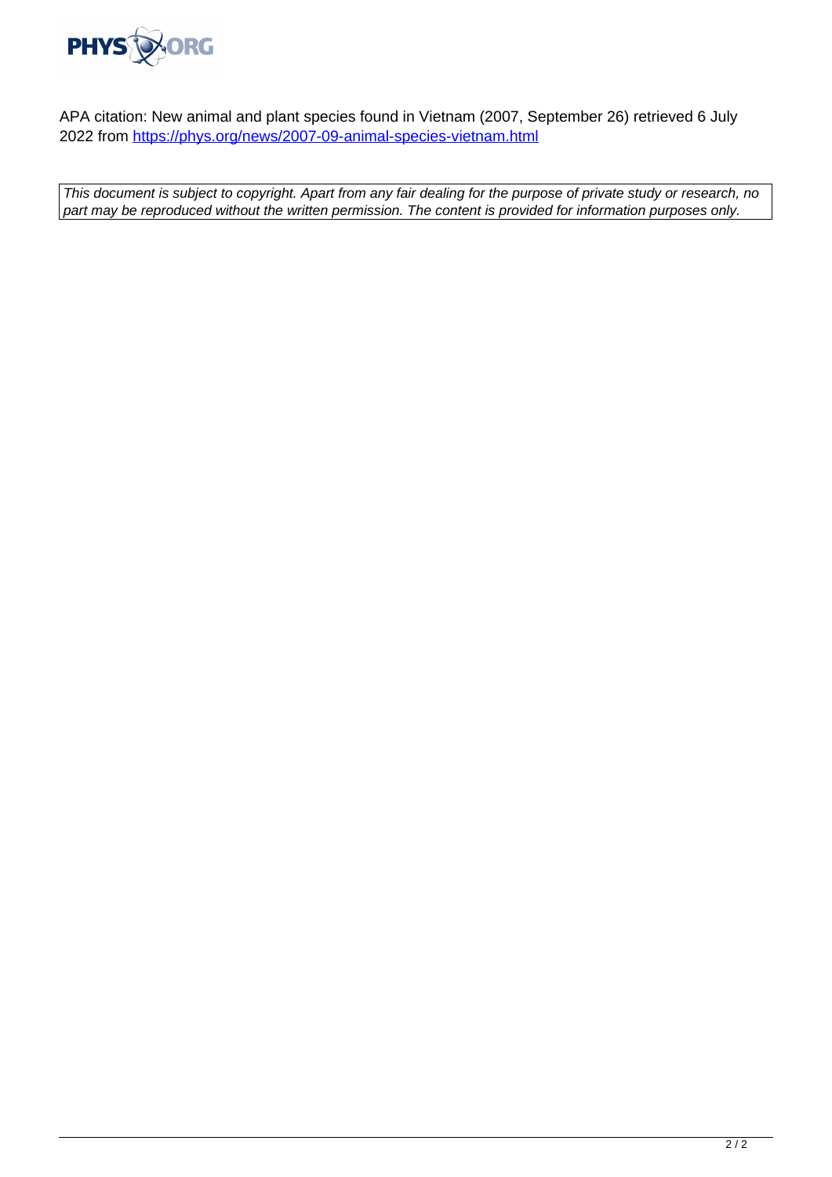APA citation: New animal and plant species found in Vietnam (2007, September 26) retrieved 6 July 2022 from https://phys.org/news/2007-09-animal-species-vietnam.html

*This document is subject to copyright. Apart from any fair dealing for the purpose of private study or research, no part may be reproduced without the written permission. The content is provided for information purposes only.*